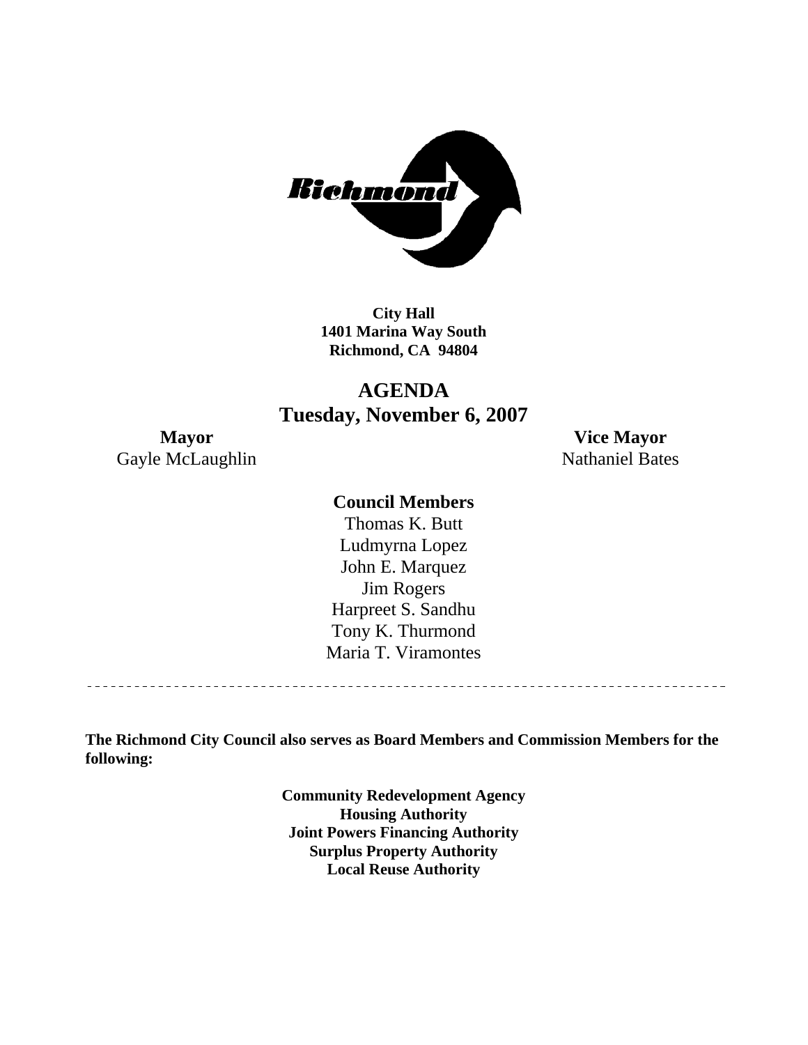**City Hall**
**1401 Marina Way South**
**Richmond, CA 94804**

# AGENDA
## Tuesday, November 6, 2007

**Mayor**
Gayle McLaughlin

**Vice Mayor**
Nathaniel Bates

**Council Members**

Thomas K. Butt
Ludmyrna Lopez
John E. Marquez
Jim Rogers
Harpreet S. Sandhu
Tony K. Thurmond
Maria T. Viramontes

---

**The Richmond City Council also serves as Board Members and Commission Members for the following:**

**Community Redevelopment Agency**
**Housing Authority**
**Joint Powers Financing Authority**
**Surplus Property Authority**
**Local Reuse Authority**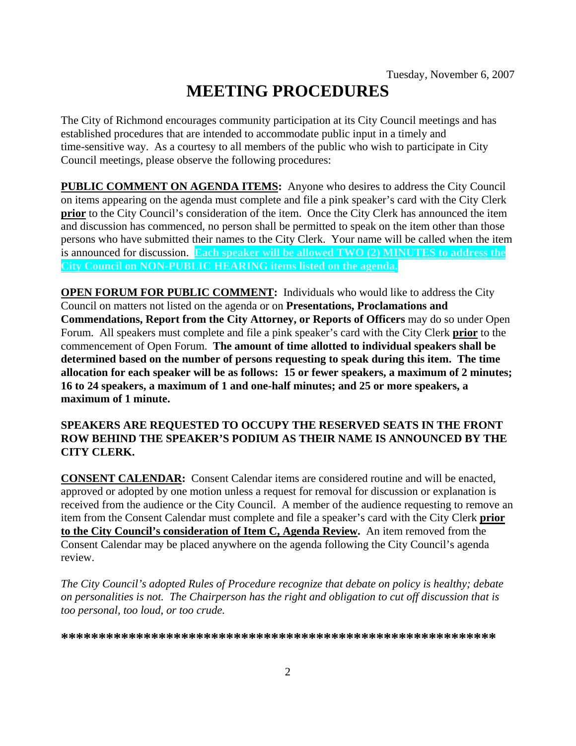Tuesday, November 6, 2007

# MEETING PROCEDURES

The City of Richmond encourages community participation at its City Council meetings and has established procedures that are intended to accommodate public input in a timely and time-sensitive way. As a courtesy to all members of the public who wish to participate in City Council meetings, please observe the following procedures:

**PUBLIC COMMENT ON AGENDA ITEMS:** Anyone who desires to address the City Council on items appearing on the agenda must complete and file a pink speaker's card with the City Clerk **prior** to the City Council's consideration of the item. Once the City Clerk has announced the item and discussion has commenced, no person shall be permitted to speak on the item other than those persons who have submitted their names to the City Clerk. Your name will be called when the item is announced for discussion. **Each speaker will be allowed TWO (2) MINUTES to address the City Council on NON-PUBLIC HEARING items listed on the agenda.**

**OPEN FORUM FOR PUBLIC COMMENT:** Individuals who would like to address the City Council on matters not listed on the agenda or on **Presentations, Proclamations and Commendations, Report from the City Attorney, or Reports of Officers** may do so under Open Forum. All speakers must complete and file a pink speaker's card with the City Clerk **prior** to the commencement of Open Forum. **The amount of time allotted to individual speakers shall be determined based on the number of persons requesting to speak during this item. The time allocation for each speaker will be as follows: 15 or fewer speakers, a maximum of 2 minutes; 16 to 24 speakers, a maximum of 1 and one-half minutes; and 25 or more speakers, a maximum of 1 minute.**

**SPEAKERS ARE REQUESTED TO OCCUPY THE RESERVED SEATS IN THE FRONT ROW BEHIND THE SPEAKER'S PODIUM AS THEIR NAME IS ANNOUNCED BY THE CITY CLERK.**

**CONSENT CALENDAR:** Consent Calendar items are considered routine and will be enacted, approved or adopted by one motion unless a request for removal for discussion or explanation is received from the audience or the City Council. A member of the audience requesting to remove an item from the Consent Calendar must complete and file a speaker's card with the City Clerk **prior to the City Council's consideration of Item C, Agenda Review.** An item removed from the Consent Calendar may be placed anywhere on the agenda following the City Council's agenda review.

*The City Council's adopted Rules of Procedure recognize that debate on policy is healthy; debate on personalities is not. The Chairperson has the right and obligation to cut off discussion that is too personal, too loud, or too crude.*

**\*\*\*\*\*\*\*\*\*\*\*\*\*\*\*\*\*\*\*\*\*\*\*\*\*\*\*\*\*\*\*\*\*\*\*\*\*\*\*\*\*\*\*\*\*\*\*\*\*\*\*\*\*\*\*\*\*\*\*\***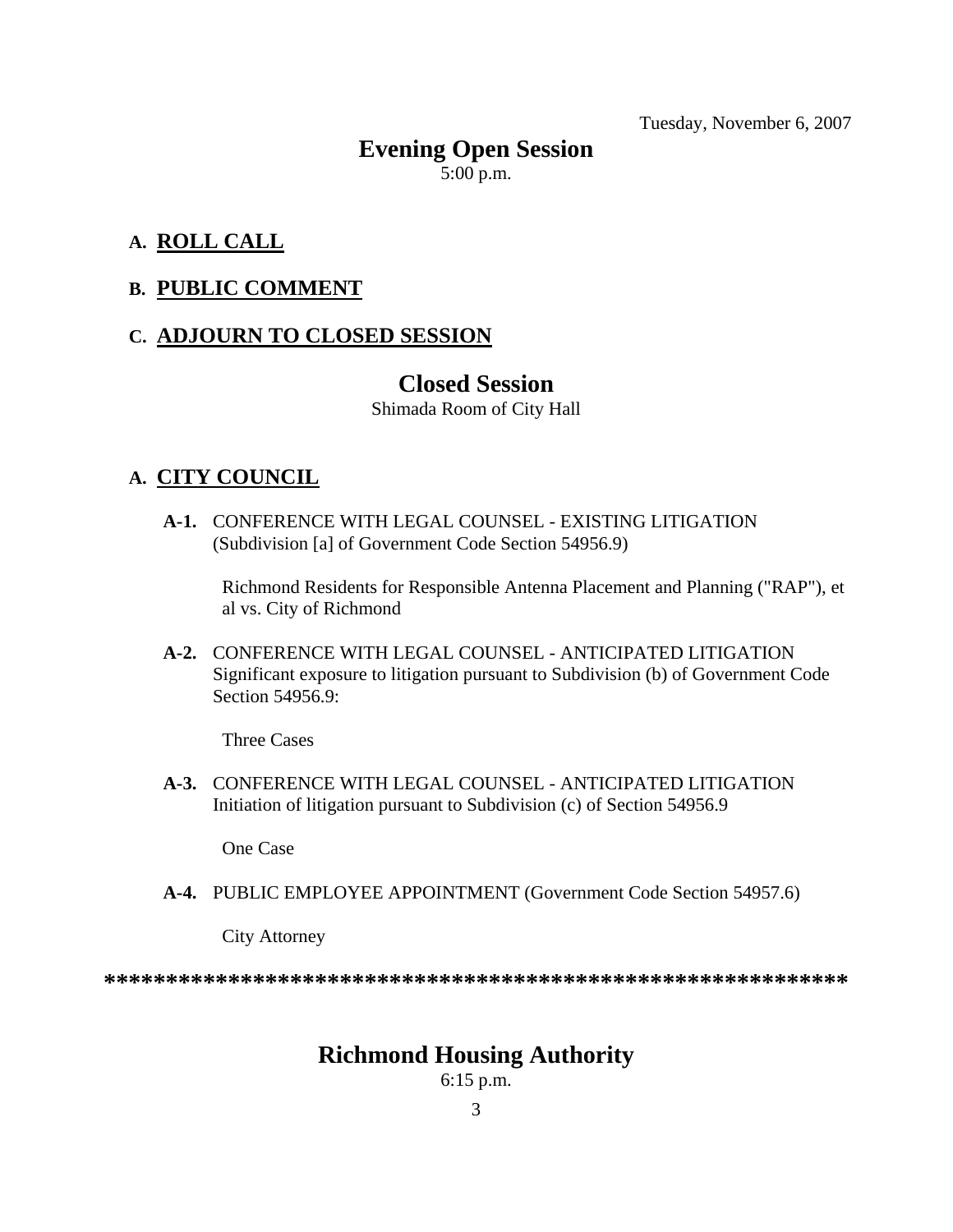Tuesday, November 6, 2007

## Evening Open Session

5:00 p.m.

**A. ROLL CALL**

**B. PUBLIC COMMENT**

**C. ADJOURN TO CLOSED SESSION**

## Closed Session

Shimada Room of City Hall

**A. CITY COUNCIL**

**A-1.** CONFERENCE WITH LEGAL COUNSEL - EXISTING LITIGATION (Subdivision [a] of Government Code Section 54956.9)

Richmond Residents for Responsible Antenna Placement and Planning ("RAP"), et al vs. City of Richmond

**A-2.** CONFERENCE WITH LEGAL COUNSEL - ANTICIPATED LITIGATION Significant exposure to litigation pursuant to Subdivision (b) of Government Code Section 54956.9:

Three Cases

**A-3.** CONFERENCE WITH LEGAL COUNSEL - ANTICIPATED LITIGATION Initiation of litigation pursuant to Subdivision (c) of Section 54956.9

One Case

**A-4.** PUBLIC EMPLOYEE APPOINTMENT (Government Code Section 54957.6)

City Attorney

**************************************************************

## Richmond Housing Authority

6:15 p.m.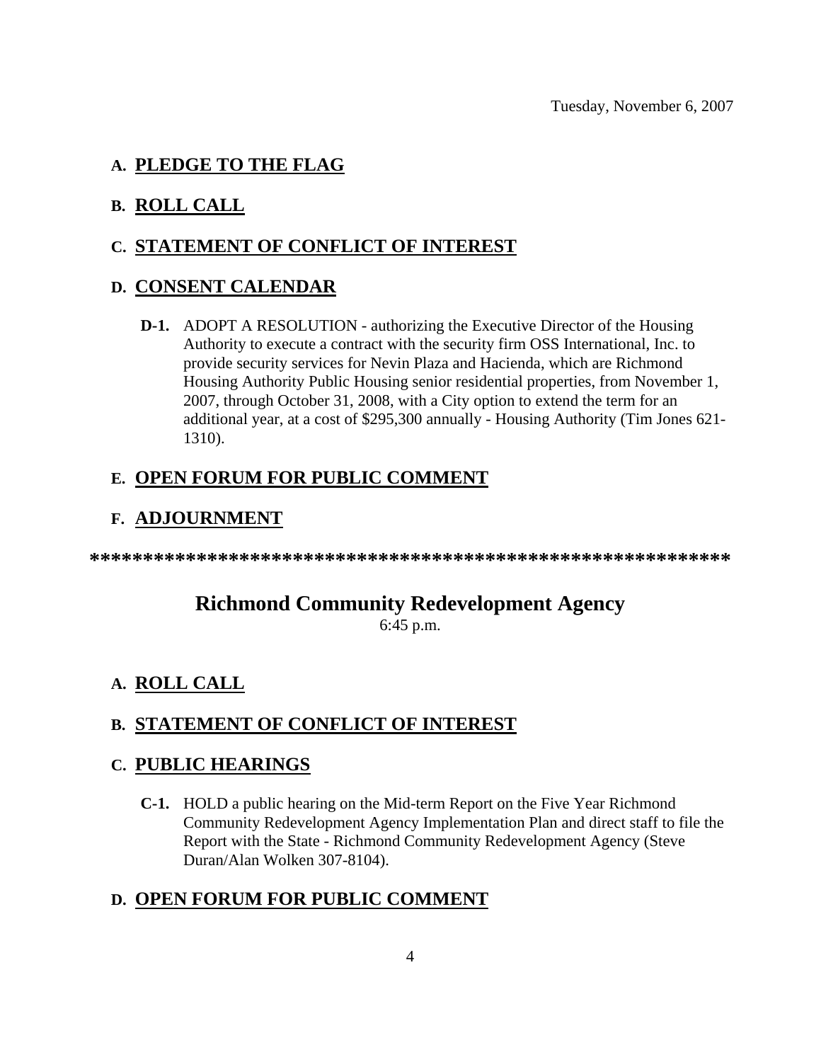Tuesday, November 6, 2007

**A. <u>PLEDGE TO THE FLAG</u>**

**B. <u>ROLL CALL</u>**

**C. <u>STATEMENT OF CONFLICT OF INTEREST</u>**

**D. <u>CONSENT CALENDAR</u>**

**D-1.** ADOPT A RESOLUTION - authorizing the Executive Director of the Housing Authority to execute a contract with the security firm OSS International, Inc. to provide security services for Nevin Plaza and Hacienda, which are Richmond Housing Authority Public Housing senior residential properties, from November 1, 2007, through October 31, 2008, with a City option to extend the term for an additional year, at a cost of $295,300 annually - Housing Authority (Tim Jones 621-1310).

**E. <u>OPEN FORUM FOR PUBLIC COMMENT</u>**

**F. <u>ADJOURNMENT</u>**

**************************************************************

## Richmond Community Redevelopment Agency

6:45 p.m.

**A. <u>ROLL CALL</u>**

**B. <u>STATEMENT OF CONFLICT OF INTEREST</u>**

**C. <u>PUBLIC HEARINGS</u>**

**C-1.** HOLD a public hearing on the Mid-term Report on the Five Year Richmond Community Redevelopment Agency Implementation Plan and direct staff to file the Report with the State - Richmond Community Redevelopment Agency (Steve Duran/Alan Wolken 307-8104).

**D. <u>OPEN FORUM FOR PUBLIC COMMENT</u>**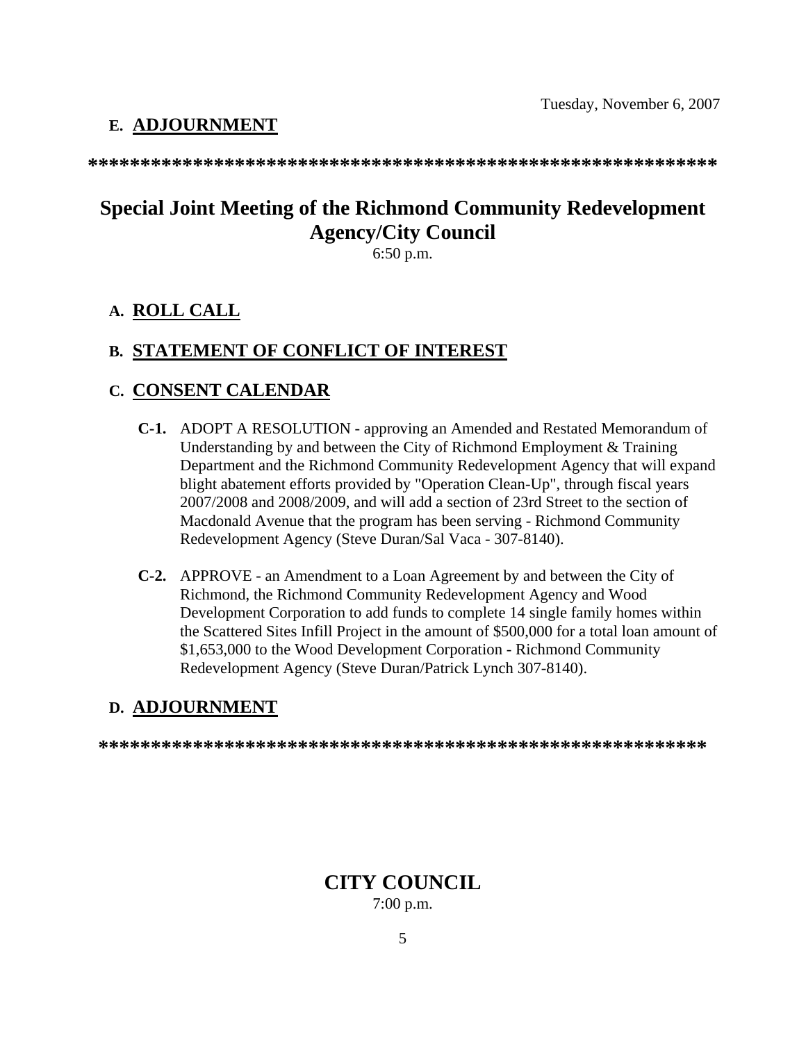Tuesday, November 6, 2007

**E. ADJOURNMENT**

************************************************************

## Special Joint Meeting of the Richmond Community Redevelopment Agency/City Council

6:50 p.m.

**A. ROLL CALL**

**B. STATEMENT OF CONFLICT OF INTEREST**

**C. CONSENT CALENDAR**

**C-1.** ADOPT A RESOLUTION - approving an Amended and Restated Memorandum of Understanding by and between the City of Richmond Employment & Training Department and the Richmond Community Redevelopment Agency that will expand blight abatement efforts provided by "Operation Clean-Up", through fiscal years 2007/2008 and 2008/2009, and will add a section of 23rd Street to the section of Macdonald Avenue that the program has been serving - Richmond Community Redevelopment Agency (Steve Duran/Sal Vaca - 307-8140).

**C-2.** APPROVE - an Amendment to a Loan Agreement by and between the City of Richmond, the Richmond Community Redevelopment Agency and Wood Development Corporation to add funds to complete 14 single family homes within the Scattered Sites Infill Project in the amount of $500,000 for a total loan amount of $1,653,000 to the Wood Development Corporation - Richmond Community Redevelopment Agency (Steve Duran/Patrick Lynch 307-8140).

**D. ADJOURNMENT**

************************************************************

## CITY COUNCIL

7:00 p.m.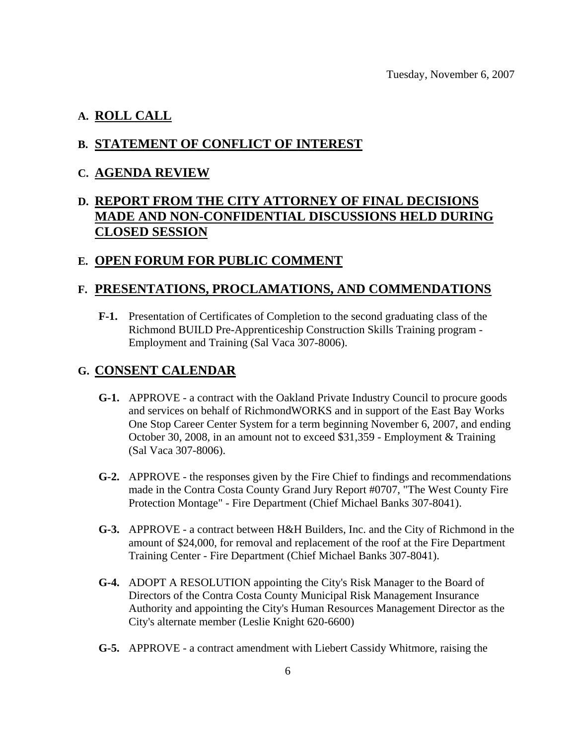Tuesday, November 6, 2007

## A. ROLL CALL

## B. STATEMENT OF CONFLICT OF INTEREST

## C. AGENDA REVIEW

## D. REPORT FROM THE CITY ATTORNEY OF FINAL DECISIONS MADE AND NON-CONFIDENTIAL DISCUSSIONS HELD DURING CLOSED SESSION

## E. OPEN FORUM FOR PUBLIC COMMENT

## F. PRESENTATIONS, PROCLAMATIONS, AND COMMENDATIONS

**F-1.** Presentation of Certificates of Completion to the second graduating class of the Richmond BUILD Pre-Apprenticeship Construction Skills Training program - Employment and Training (Sal Vaca 307-8006).

## G. CONSENT CALENDAR

**G-1.** APPROVE - a contract with the Oakland Private Industry Council to procure goods and services on behalf of RichmondWORKS and in support of the East Bay Works One Stop Career Center System for a term beginning November 6, 2007, and ending October 30, 2008, in an amount not to exceed $31,359 - Employment & Training (Sal Vaca 307-8006).

**G-2.** APPROVE - the responses given by the Fire Chief to findings and recommendations made in the Contra Costa County Grand Jury Report #0707, "The West County Fire Protection Montage" - Fire Department (Chief Michael Banks 307-8041).

**G-3.** APPROVE - a contract between H&H Builders, Inc. and the City of Richmond in the amount of $24,000, for removal and replacement of the roof at the Fire Department Training Center - Fire Department (Chief Michael Banks 307-8041).

**G-4.** ADOPT A RESOLUTION appointing the City's Risk Manager to the Board of Directors of the Contra Costa County Municipal Risk Management Insurance Authority and appointing the City's Human Resources Management Director as the City's alternate member (Leslie Knight 620-6600)

**G-5.** APPROVE - a contract amendment with Liebert Cassidy Whitmore, raising the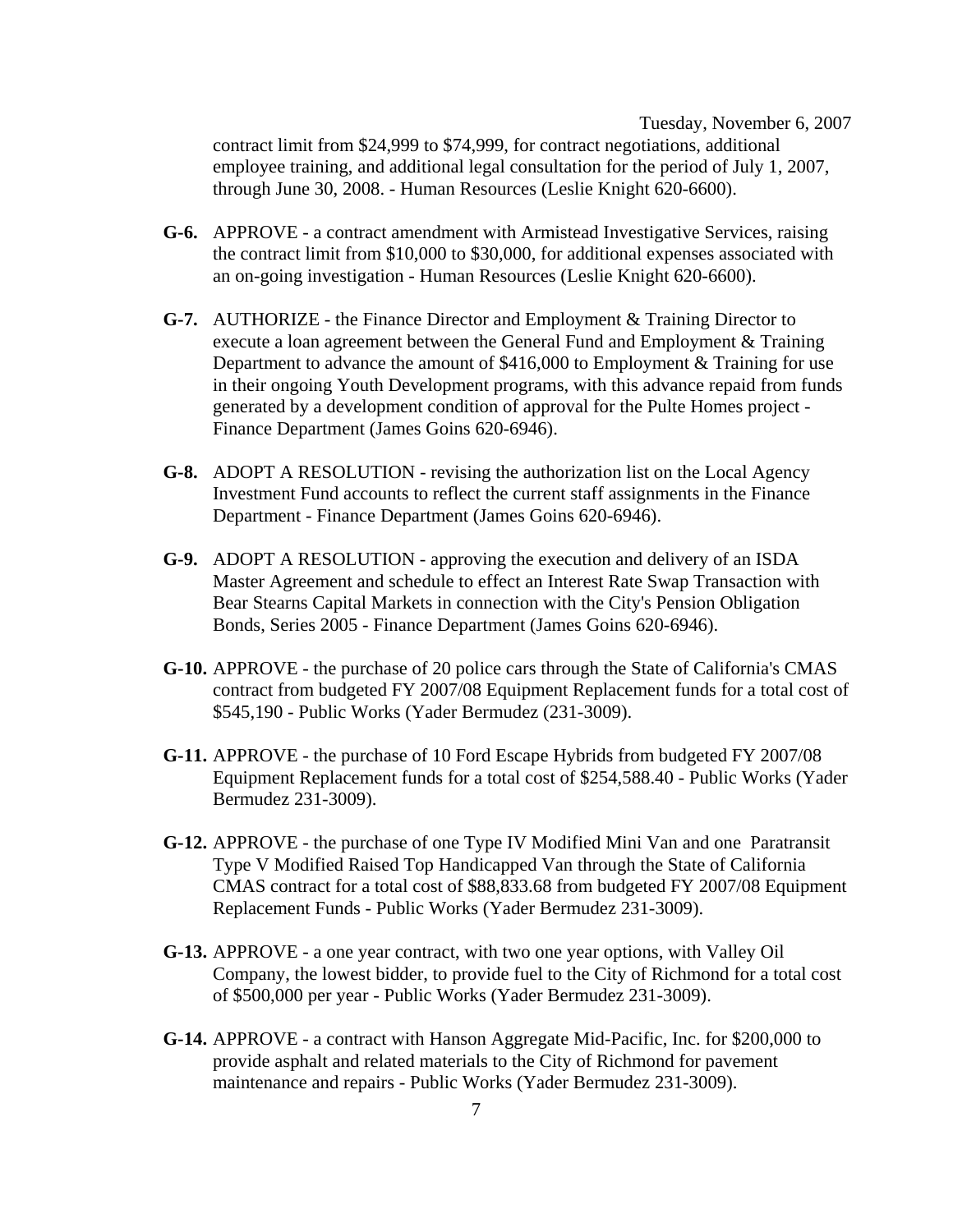contract limit from $24,999 to $74,999, for contract negotiations, additional employee training, and additional legal consultation for the period of July 1, 2007, through June 30, 2008. - Human Resources (Leslie Knight 620-6600).

**G-6.** APPROVE - a contract amendment with Armistead Investigative Services, raising the contract limit from $10,000 to $30,000, for additional expenses associated with an on-going investigation - Human Resources (Leslie Knight 620-6600).

**G-7.** AUTHORIZE - the Finance Director and Employment & Training Director to execute a loan agreement between the General Fund and Employment & Training Department to advance the amount of $416,000 to Employment & Training for use in their ongoing Youth Development programs, with this advance repaid from funds generated by a development condition of approval for the Pulte Homes project - Finance Department (James Goins 620-6946).

**G-8.** ADOPT A RESOLUTION - revising the authorization list on the Local Agency Investment Fund accounts to reflect the current staff assignments in the Finance Department - Finance Department (James Goins 620-6946).

**G-9.** ADOPT A RESOLUTION - approving the execution and delivery of an ISDA Master Agreement and schedule to effect an Interest Rate Swap Transaction with Bear Stearns Capital Markets in connection with the City's Pension Obligation Bonds, Series 2005 - Finance Department (James Goins 620-6946).

**G-10.** APPROVE - the purchase of 20 police cars through the State of California's CMAS contract from budgeted FY 2007/08 Equipment Replacement funds for a total cost of $545,190 - Public Works (Yader Bermudez (231-3009).

**G-11.** APPROVE - the purchase of 10 Ford Escape Hybrids from budgeted FY 2007/08 Equipment Replacement funds for a total cost of $254,588.40 - Public Works (Yader Bermudez 231-3009).

**G-12.** APPROVE - the purchase of one Type IV Modified Mini Van and one Paratransit Type V Modified Raised Top Handicapped Van through the State of California CMAS contract for a total cost of $88,833.68 from budgeted FY 2007/08 Equipment Replacement Funds - Public Works (Yader Bermudez 231-3009).

**G-13.** APPROVE - a one year contract, with two one year options, with Valley Oil Company, the lowest bidder, to provide fuel to the City of Richmond for a total cost of $500,000 per year - Public Works (Yader Bermudez 231-3009).

**G-14.** APPROVE - a contract with Hanson Aggregate Mid-Pacific, Inc. for $200,000 to provide asphalt and related materials to the City of Richmond for pavement maintenance and repairs - Public Works (Yader Bermudez 231-3009).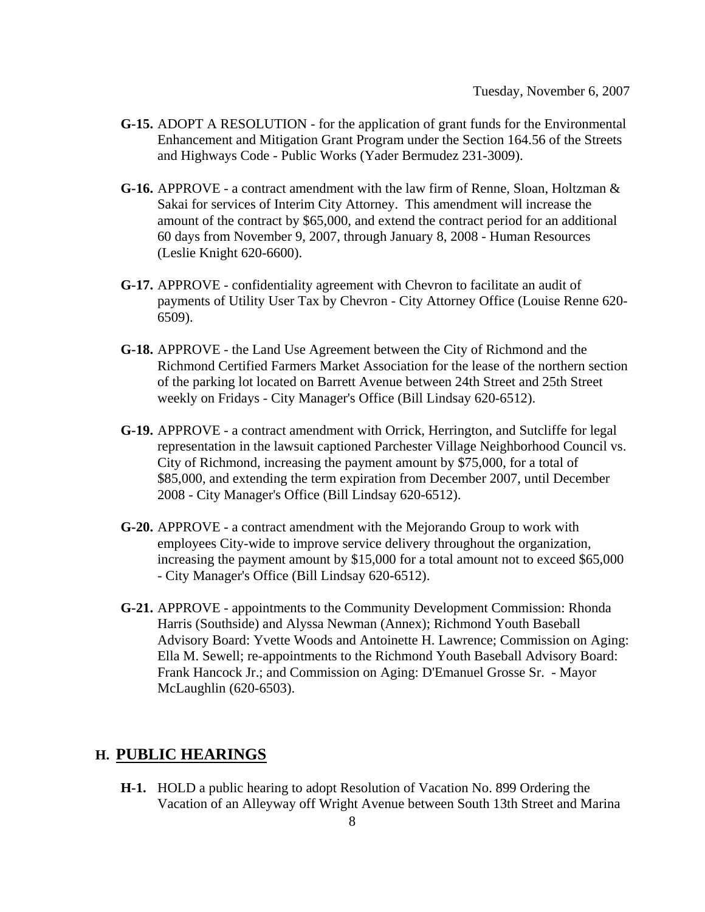**G-15.** ADOPT A RESOLUTION - for the application of grant funds for the Environmental Enhancement and Mitigation Grant Program under the Section 164.56 of the Streets and Highways Code - Public Works (Yader Bermudez 231-3009).

**G-16.** APPROVE - a contract amendment with the law firm of Renne, Sloan, Holtzman & Sakai for services of Interim City Attorney. This amendment will increase the amount of the contract by $65,000, and extend the contract period for an additional 60 days from November 9, 2007, through January 8, 2008 - Human Resources (Leslie Knight 620-6600).

**G-17.** APPROVE - confidentiality agreement with Chevron to facilitate an audit of payments of Utility User Tax by Chevron - City Attorney Office (Louise Renne 620-6509).

**G-18.** APPROVE - the Land Use Agreement between the City of Richmond and the Richmond Certified Farmers Market Association for the lease of the northern section of the parking lot located on Barrett Avenue between 24th Street and 25th Street weekly on Fridays - City Manager's Office (Bill Lindsay 620-6512).

**G-19.** APPROVE - a contract amendment with Orrick, Herrington, and Sutcliffe for legal representation in the lawsuit captioned Parchester Village Neighborhood Council vs. City of Richmond, increasing the payment amount by $75,000, for a total of $85,000, and extending the term expiration from December 2007, until December 2008 - City Manager's Office (Bill Lindsay 620-6512).

**G-20.** APPROVE - a contract amendment with the Mejorando Group to work with employees City-wide to improve service delivery throughout the organization, increasing the payment amount by $15,000 for a total amount not to exceed $65,000 - City Manager's Office (Bill Lindsay 620-6512).

**G-21.** APPROVE - appointments to the Community Development Commission: Rhonda Harris (Southside) and Alyssa Newman (Annex); Richmond Youth Baseball Advisory Board: Yvette Woods and Antoinette H. Lawrence; Commission on Aging: Ella M. Sewell; re-appointments to the Richmond Youth Baseball Advisory Board: Frank Hancock Jr.; and Commission on Aging: D'Emanuel Grosse Sr. - Mayor McLaughlin (620-6503).

## H. PUBLIC HEARINGS

**H-1.** HOLD a public hearing to adopt Resolution of Vacation No. 899 Ordering the Vacation of an Alleyway off Wright Avenue between South 13th Street and Marina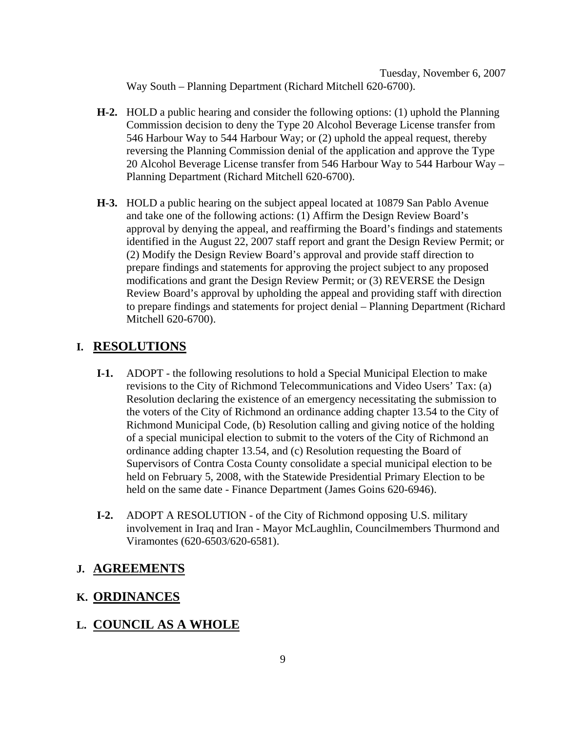Way South – Planning Department (Richard Mitchell 620-6700).

**H-2.** HOLD a public hearing and consider the following options: (1) uphold the Planning Commission decision to deny the Type 20 Alcohol Beverage License transfer from 546 Harbour Way to 544 Harbour Way; or (2) uphold the appeal request, thereby reversing the Planning Commission denial of the application and approve the Type 20 Alcohol Beverage License transfer from 546 Harbour Way to 544 Harbour Way – Planning Department (Richard Mitchell 620-6700).

**H-3.** HOLD a public hearing on the subject appeal located at 10879 San Pablo Avenue and take one of the following actions: (1) Affirm the Design Review Board's approval by denying the appeal, and reaffirming the Board's findings and statements identified in the August 22, 2007 staff report and grant the Design Review Permit; or (2) Modify the Design Review Board's approval and provide staff direction to prepare findings and statements for approving the project subject to any proposed modifications and grant the Design Review Permit; or (3) REVERSE the Design Review Board's approval by upholding the appeal and providing staff with direction to prepare findings and statements for project denial – Planning Department (Richard Mitchell 620-6700).

## I. RESOLUTIONS

**I-1.** ADOPT - the following resolutions to hold a Special Municipal Election to make revisions to the City of Richmond Telecommunications and Video Users' Tax: (a) Resolution declaring the existence of an emergency necessitating the submission to the voters of the City of Richmond an ordinance adding chapter 13.54 to the City of Richmond Municipal Code, (b) Resolution calling and giving notice of the holding of a special municipal election to submit to the voters of the City of Richmond an ordinance adding chapter 13.54, and (c) Resolution requesting the Board of Supervisors of Contra Costa County consolidate a special municipal election to be held on February 5, 2008, with the Statewide Presidential Primary Election to be held on the same date - Finance Department (James Goins 620-6946).

**I-2.** ADOPT A RESOLUTION - of the City of Richmond opposing U.S. military involvement in Iraq and Iran - Mayor McLaughlin, Councilmembers Thurmond and Viramontes (620-6503/620-6581).

## J. AGREEMENTS

## K. ORDINANCES

## L. COUNCIL AS A WHOLE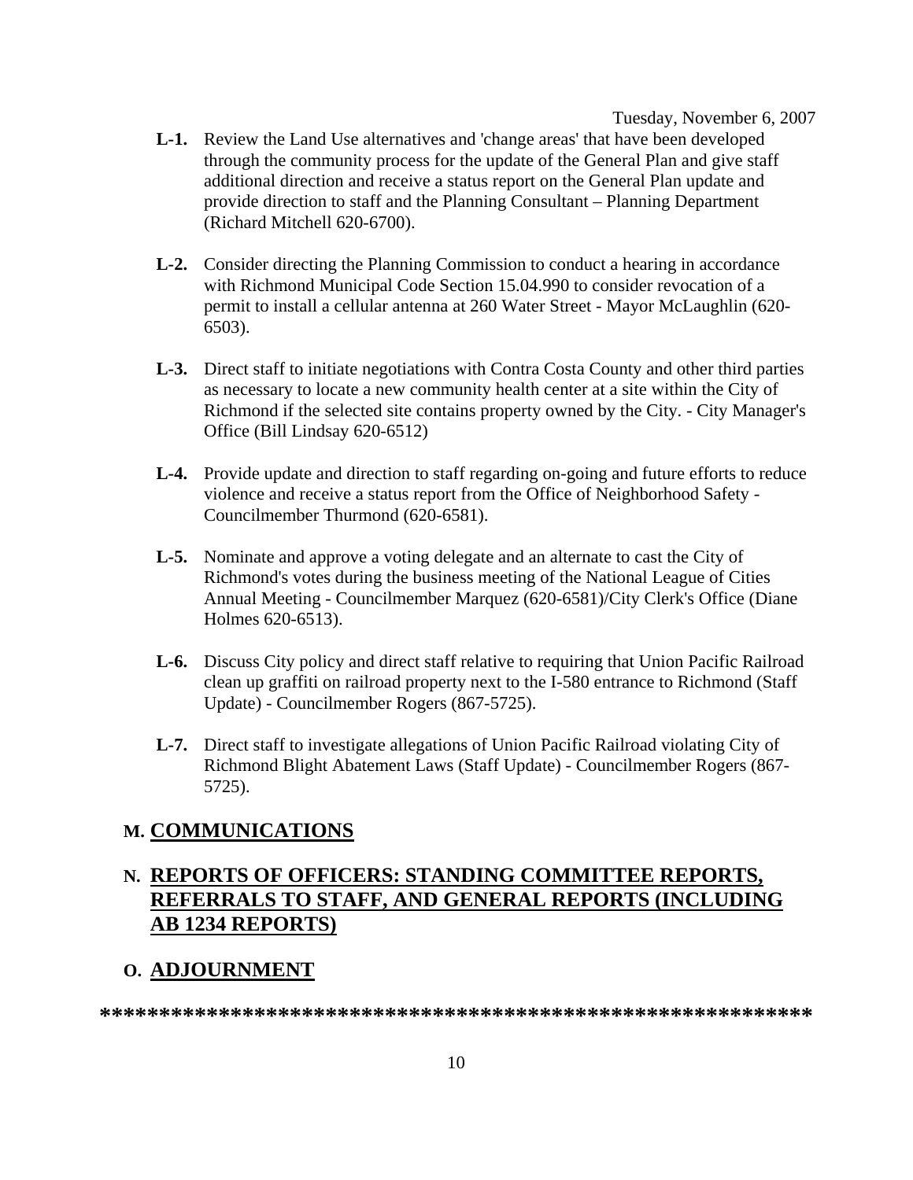- **L-1.** Review the Land Use alternatives and 'change areas' that have been developed through the community process for the update of the General Plan and give staff additional direction and receive a status report on the General Plan update and provide direction to staff and the Planning Consultant – Planning Department (Richard Mitchell 620-6700).

- **L-2.** Consider directing the Planning Commission to conduct a hearing in accordance with Richmond Municipal Code Section 15.04.990 to consider revocation of a permit to install a cellular antenna at 260 Water Street - Mayor McLaughlin (620-6503).

- **L-3.** Direct staff to initiate negotiations with Contra Costa County and other third parties as necessary to locate a new community health center at a site within the City of Richmond if the selected site contains property owned by the City. - City Manager's Office (Bill Lindsay 620-6512)

- **L-4.** Provide update and direction to staff regarding on-going and future efforts to reduce violence and receive a status report from the Office of Neighborhood Safety - Councilmember Thurmond (620-6581).

- **L-5.** Nominate and approve a voting delegate and an alternate to cast the City of Richmond's votes during the business meeting of the National League of Cities Annual Meeting - Councilmember Marquez (620-6581)/City Clerk's Office (Diane Holmes 620-6513).

- **L-6.** Discuss City policy and direct staff relative to requiring that Union Pacific Railroad clean up graffiti on railroad property next to the I-580 entrance to Richmond (Staff Update) - Councilmember Rogers (867-5725).

- **L-7.** Direct staff to investigate allegations of Union Pacific Railroad violating City of Richmond Blight Abatement Laws (Staff Update) - Councilmember Rogers (867-5725).

## M. COMMUNICATIONS

## N. REPORTS OF OFFICERS: STANDING COMMITTEE REPORTS, REFERRALS TO STAFF, AND GENERAL REPORTS (INCLUDING AB 1234 REPORTS)

## O. ADJOURNMENT

**************************************************************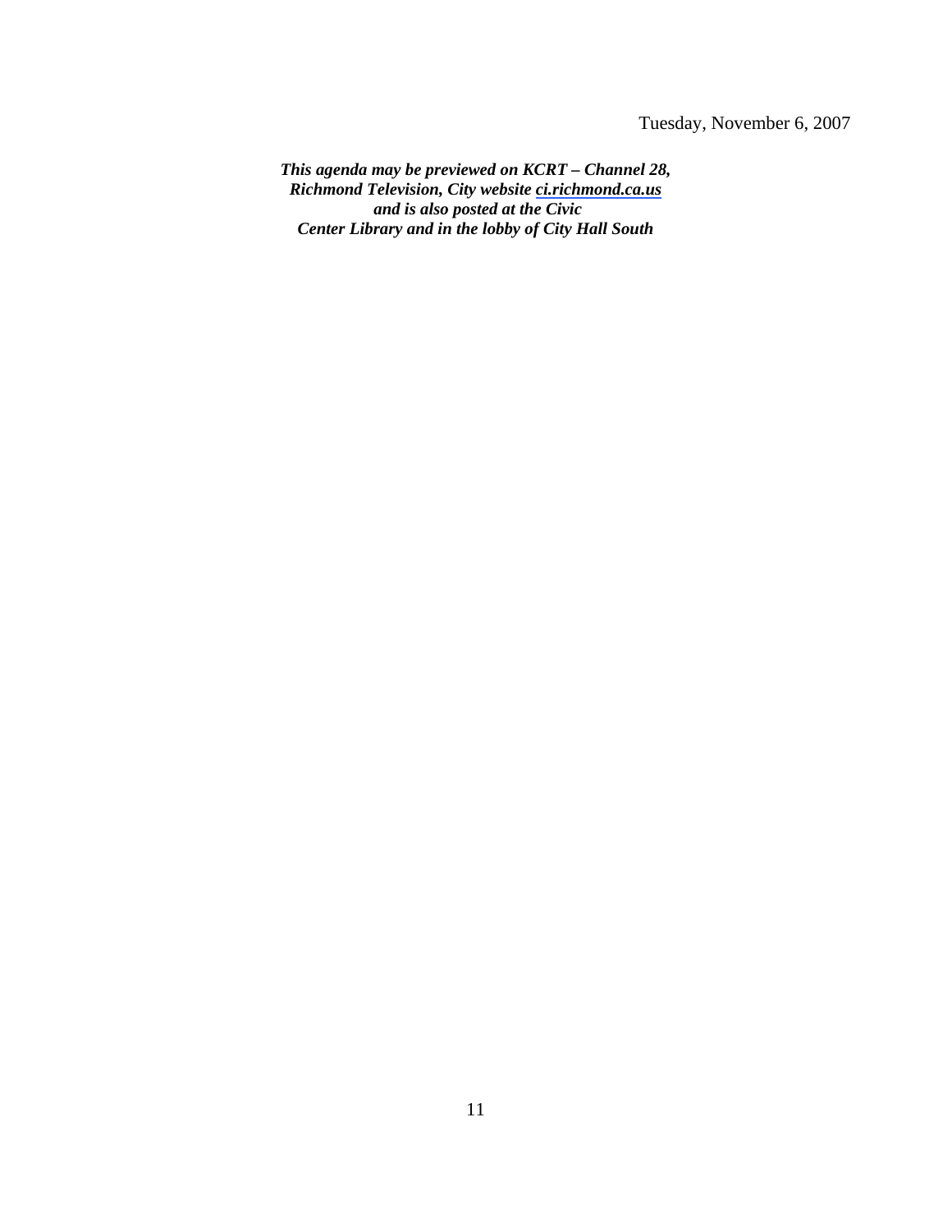Tuesday, November 6, 2007

***This agenda may be previewed on KCRT – Channel 28, Richmond Television, City website ci.richmond.ca.us and is also posted at the Civic Center Library and in the lobby of City Hall South***